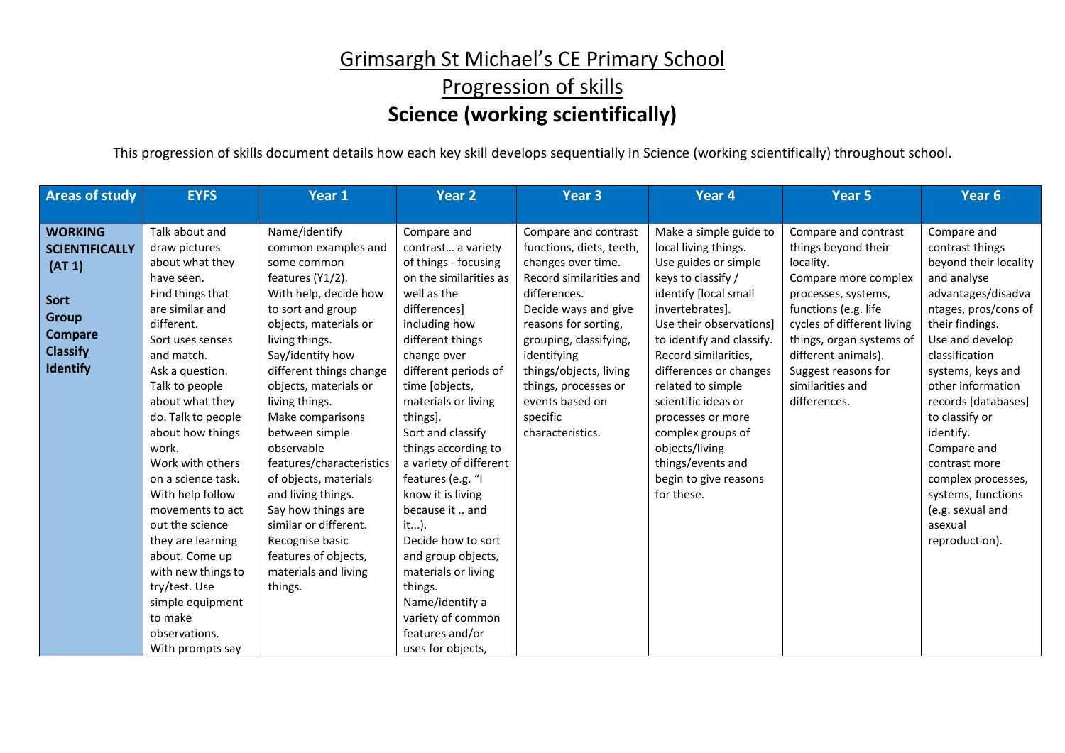# Grimsargh St Michael's CE Primary School

## Progression of skills

## Science (working scientifically)

This progression of skills document details how each key skill develops sequentially in Science (working scientifically) throughout school.

| Areas of study | EYFS | Year 1 | Year 2 | Year 3 | Year 4 | Year 5 | Year 6 |
|---|---|---|---|---|---|---|---|
| **WORKING SCIENTIFICALLY (AT 1)**<br><br>**Sort**<br>**Group**<br>**Compare**<br>**Classify**<br>**Identify** | Talk about and draw pictures about what they have seen.<br>Find things that are similar and different.<br>Sort uses senses and match.<br>Ask a question.<br>Talk to people about what they do. Talk to people about how things work.<br>Work with others on a science task.<br>With help follow movements to act out the science they are learning about. Come up with new things to try/test. Use simple equipment to make observations.<br>With prompts say | Name/identify common examples and some common features (Y1/2).<br>With help, decide how to sort and group objects, materials or living things.<br>Say/identify how different things change objects, materials or living things.<br>Make comparisons between simple observable features/characteristics of objects, materials and living things.<br>Say how things are similar or different.<br>Recognise basic features of objects, materials and living things. | Compare and contrast… a variety of things - focusing on the similarities as well as the differences] including how different things change over different periods of time [objects, materials or living things].<br>Sort and classify things according to a variety of different features (e.g. "I know it is living because it .. and it...).<br>Decide how to sort and group objects, materials or living things.<br>Name/identify a variety of common features and/or uses for objects, | Compare and contrast functions, diets, teeth, changes over time.<br>Record similarities and differences.<br>Decide ways and give reasons for sorting, grouping, classifying, identifying things/objects, living things, processes or events based on specific characteristics. | Make a simple guide to local living things.<br>Use guides or simple keys to classify / identify [local small invertebrates].<br>Use their observations] to identify and classify.<br>Record similarities, differences or changes related to simple scientific ideas or processes or more complex groups of objects/living things/events and begin to give reasons for these. | Compare and contrast things beyond their locality.<br>Compare more complex processes, systems, functions (e.g. life cycles of different living things, organ systems of different animals).<br>Suggest reasons for similarities and differences. | Compare and contrast things beyond their locality and analyse advantages/disadvantages, pros/cons of their findings.<br>Use and develop classification systems, keys and other information records [databases] to classify or identify.<br>Compare and contrast more complex processes, systems, functions (e.g. sexual and asexual reproduction). |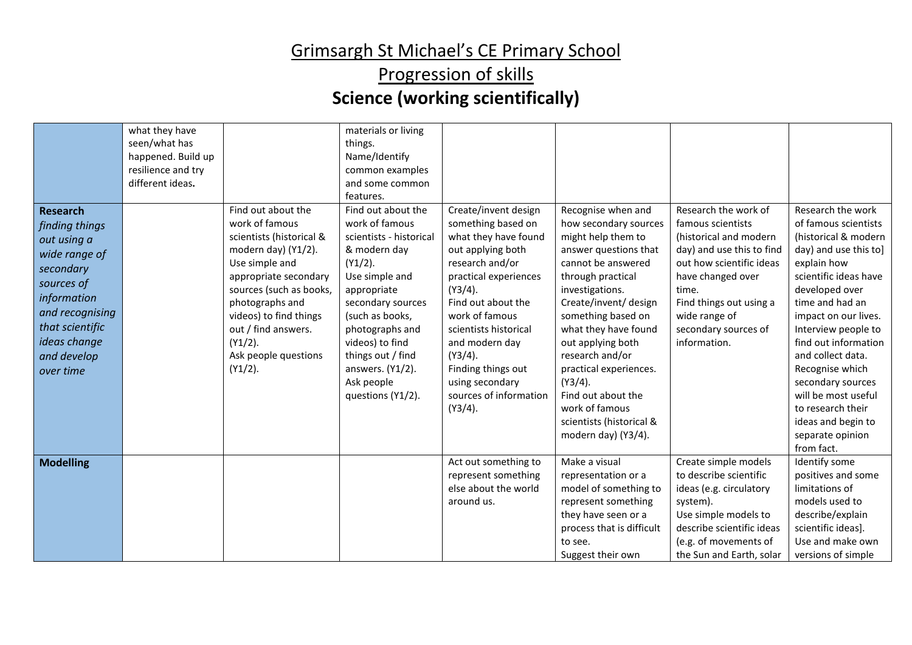# Grimsargh St Michael's CE Primary School

## Progression of skills

## Science (working scientifically)

| | | | | | | | |
|---|---|---|---|---|---|---|---|
| | what they have seen/what has happened. Build up resilience and try different ideas**.** | | materials or living things. Name/Identify common examples and some common features. | | | | |
| **Research** *finding things out using a wide range of secondary sources of information and recognising that scientific ideas change and develop over time* | | Find out about the work of famous scientists (historical & modern day) (Y1/2). Use simple and appropriate secondary sources (such as books, photographs and videos) to find things out / find answers. (Y1/2). Ask people questions (Y1/2). | Find out about the work of famous scientists - historical & modern day (Y1/2). Use simple and appropriate secondary sources (such as books, photographs and videos) to find things out / find answers. (Y1/2). Ask people questions (Y1/2). | Create/invent design something based on what they have found out applying both research and/or practical experiences (Y3/4). Find out about the work of famous scientists historical and modern day (Y3/4). Finding things out using secondary sources of information (Y3/4). | Recognise when and how secondary sources might help them to answer questions that cannot be answered through practical investigations. Create/invent/ design something based on what they have found out applying both research and/or practical experiences. (Y3/4). Find out about the work of famous scientists (historical & modern day) (Y3/4). | Research the work of famous scientists (historical and modern day) and use this to find out how scientific ideas have changed over time. Find things out using a wide range of secondary sources of information. | Research the work of famous scientists (historical & modern day) and use this to] explain how scientific ideas have developed over time and had an impact on our lives. Interview people to find out information and collect data. Recognise which secondary sources will be most useful to research their ideas and begin to separate opinion from fact. |
| **Modelling** | | | | Act out something to represent something else about the world around us. | Make a visual representation or a model of something to represent something they have seen or a process that is difficult to see. Suggest their own | Create simple models to describe scientific ideas (e.g. circulatory system). Use simple models to describe scientific ideas (e.g. of movements of the Sun and Earth, solar | Identify some positives and some limitations of models used to describe/explain scientific ideas]. Use and make own versions of simple |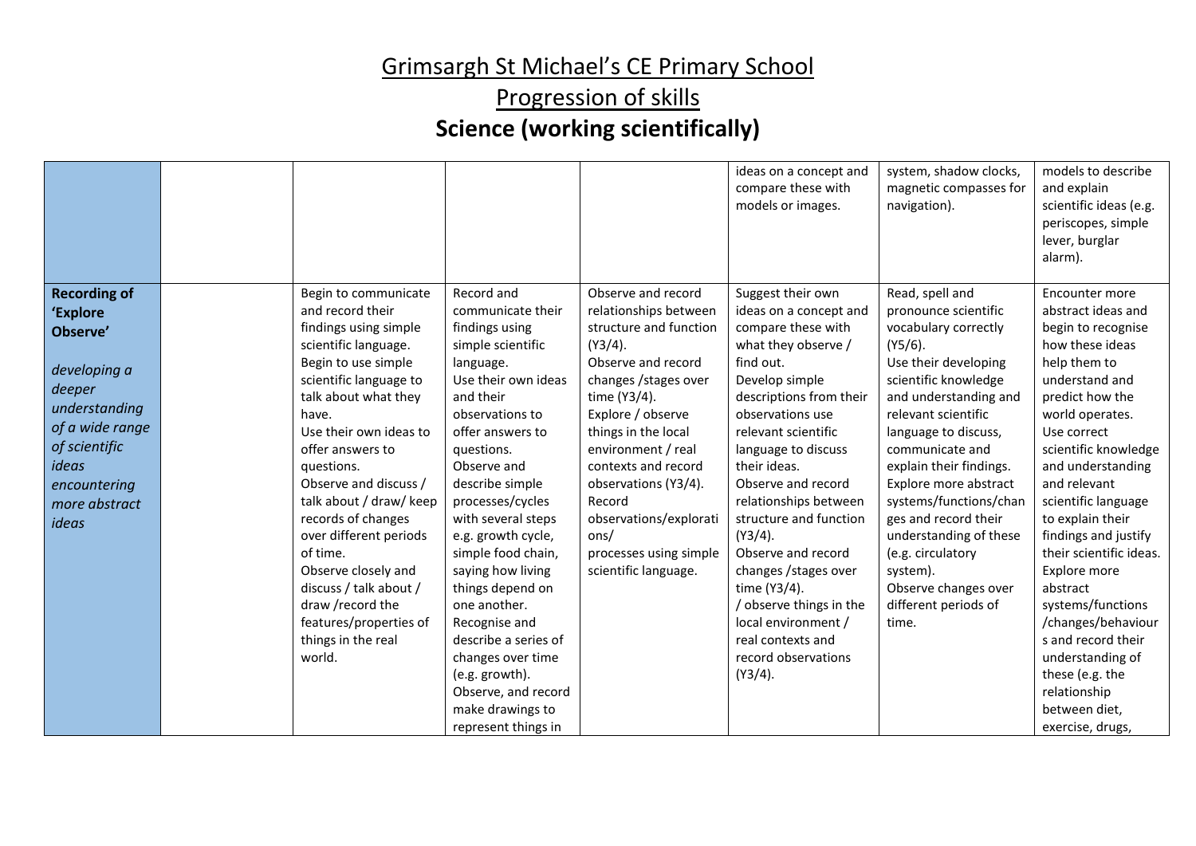# Grimsargh St Michael's CE Primary School

## Progression of skills

## Science (working scientifically)

| | | | | | | | |
|---|---|---|---|---|---|---|---|
| | | | | | ideas on a concept and compare these with models or images. | system, shadow clocks, magnetic compasses for navigation). | models to describe and explain scientific ideas (e.g. periscopes, simple lever, burglar alarm). |
| **Recording of 'Explore Observe'** *developing a deeper understanding of a wide range of scientific ideas encountering more abstract ideas* | | Begin to communicate and record their findings using simple scientific language. Begin to use simple scientific language to talk about what they have. Use their own ideas to offer answers to questions. Observe and discuss / talk about / draw/ keep records of changes over different periods of time. Observe closely and discuss / talk about / draw /record the features/properties of things in the real world. | Record and communicate their findings using simple scientific language. Use their own ideas and their observations to offer answers to questions. Observe and describe simple processes/cycles with several steps e.g. growth cycle, simple food chain, saying how living things depend on one another. Recognise and describe a series of changes over time (e.g. growth). Observe, and record make drawings to represent things in | Observe and record relationships between structure and function (Y3/4). Observe and record changes /stages over time (Y3/4). Explore / observe things in the local environment / real contexts and record observations (Y3/4). Record observations/explorations/ processes using simple scientific language. | Suggest their own ideas on a concept and compare these with what they observe / find out. Develop simple descriptions from their observations use relevant scientific language to discuss their ideas. Observe and record relationships between structure and function (Y3/4). Observe and record changes /stages over time (Y3/4). / observe things in the local environment / real contexts and record observations (Y3/4). | Read, spell and pronounce scientific vocabulary correctly (Y5/6). Use their developing scientific knowledge and understanding and relevant scientific language to discuss, communicate and explain their findings. Explore more abstract systems/functions/changes and record their understanding of these (e.g. circulatory system). Observe changes over different periods of time. | Encounter more abstract ideas and begin to recognise how these ideas help them to understand and predict how the world operates. Use correct scientific knowledge and understanding and relevant scientific language to explain their findings and justify their scientific ideas. Explore more abstract systems/functions /changes/behaviours and record their understanding of these (e.g. the relationship between diet, exercise, drugs, |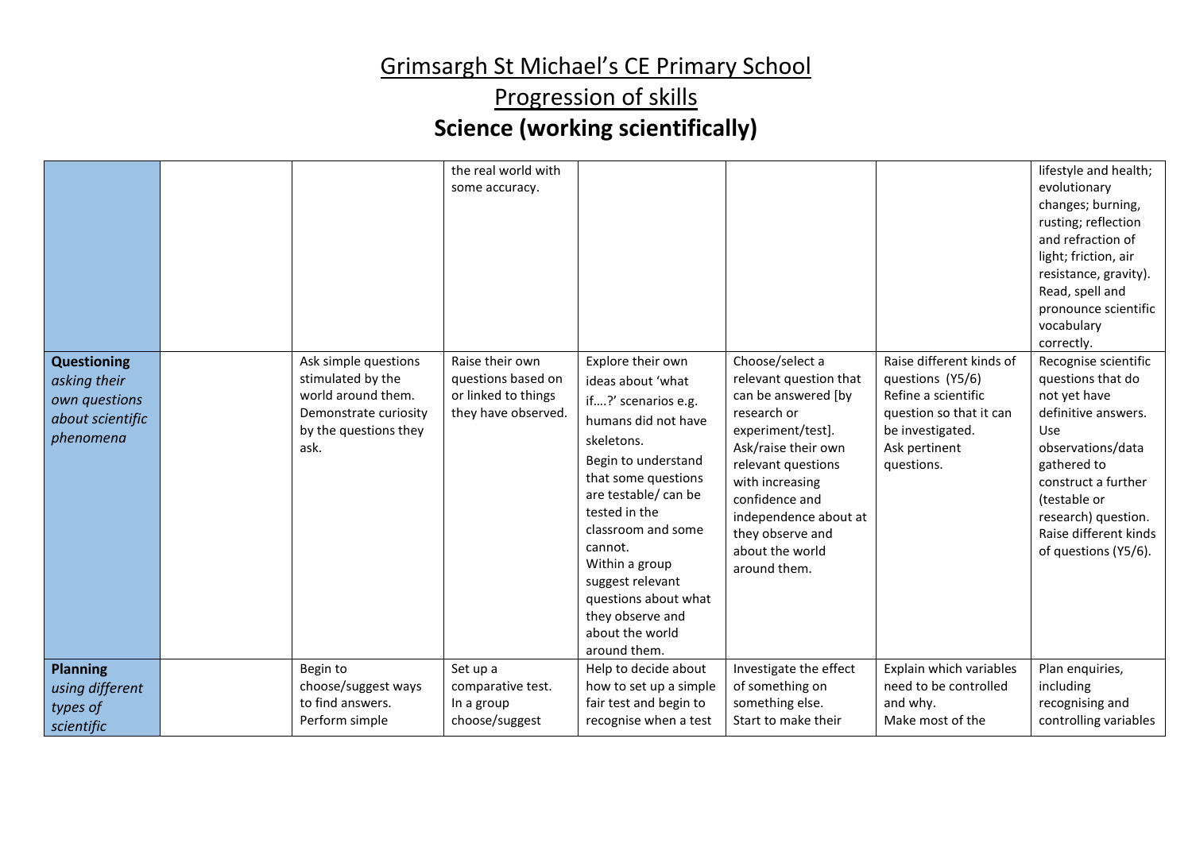# Grimsargh St Michael's CE Primary School

## Progression of skills

### Science (working scientifically)

| | | | | | | | |
|---|---|---|---|---|---|---|---|
| | | | the real world with some accuracy. | | | | lifestyle and health; evolutionary changes; burning, rusting; reflection and refraction of light; friction, air resistance, gravity). Read, spell and pronounce scientific vocabulary correctly. |
| **Questioning** *asking their own questions about scientific phenomena* | | Ask simple questions stimulated by the world around them. Demonstrate curiosity by the questions they ask. | Raise their own questions based on or linked to things they have observed. | Explore their own ideas about 'what if….?' scenarios e.g. humans did not have skeletons. Begin to understand that some questions are testable/ can be tested in the classroom and some cannot. Within a group suggest relevant questions about what they observe and about the world around them. | Choose/select a relevant question that can be answered [by research or experiment/test]. Ask/raise their own relevant questions with increasing confidence and independence about at they observe and about the world around them. | Raise different kinds of questions (Y5/6) Refine a scientific question so that it can be investigated. Ask pertinent questions. | Recognise scientific questions that do not yet have definitive answers. Use observations/data gathered to construct a further (testable or research) question. Raise different kinds of questions (Y5/6). |
| **Planning** *using different types of scientific* | | Begin to choose/suggest ways to find answers. Perform simple | Set up a comparative test. In a group choose/suggest | Help to decide about how to set up a simple fair test and begin to recognise when a test | Investigate the effect of something on something else. Start to make their | Explain which variables need to be controlled and why. Make most of the | Plan enquiries, including recognising and controlling variables |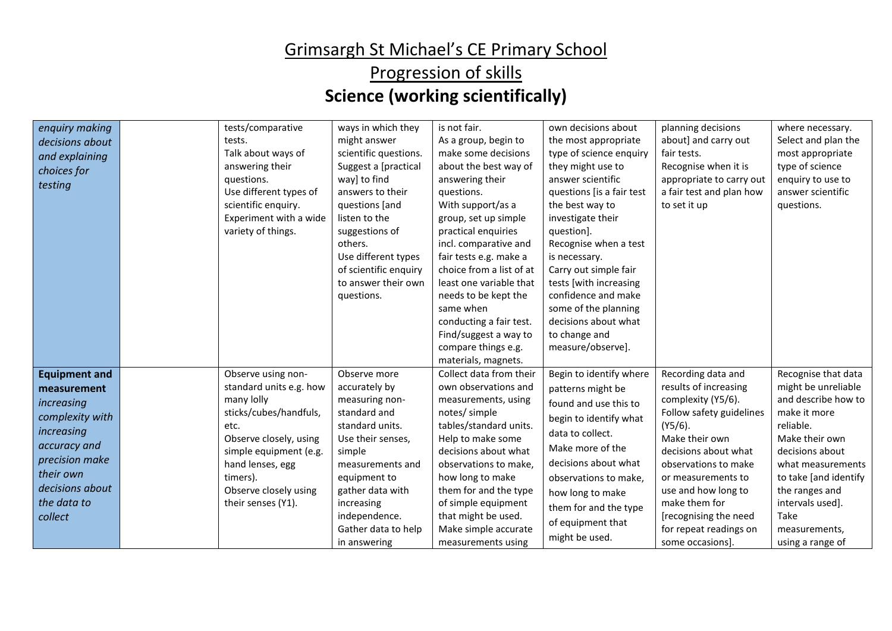# Grimsargh St Michael's CE Primary School

## Progression of skills

# Science (working scientifically)

| | | | | | | | |
|---|---|---|---|---|---|---|---|
| *enquiry making decisions about and explaining choices for testing* | | tests/comparative tests. Talk about ways of answering their questions. Use different types of scientific enquiry. Experiment with a wide variety of things. | ways in which they might answer scientific questions. Suggest a [practical way] to find answers to their questions [and listen to the suggestions of others. Use different types of scientific enquiry to answer their own questions. | is not fair. As a group, begin to make some decisions about the best way of answering their questions. With support/as a group, set up simple practical enquiries incl. comparative and fair tests e.g. make a choice from a list of at least one variable that needs to be kept the same when conducting a fair test. Find/suggest a way to compare things e.g. materials, magnets. | own decisions about the most appropriate type of science enquiry they might use to answer scientific questions [is a fair test the best way to investigate their question]. Recognise when a test is necessary. Carry out simple fair tests [with increasing confidence and make some of the planning decisions about what to change and measure/observe]. | planning decisions about] and carry out fair tests. Recognise when it is appropriate to carry out a fair test and plan how to set it up | where necessary. Select and plan the most appropriate type of science enquiry to use to answer scientific questions. |
| **Equipment and measurement** *increasing complexity with increasing accuracy and precision make their own decisions about the data to collect* | | Observe using non-standard units e.g. how many lolly sticks/cubes/handfuls, etc. Observe closely, using simple equipment (e.g. hand lenses, egg timers). Observe closely using their senses (Y1). | Observe more accurately by measuring non-standard and standard units. Use their senses, simple measurements and equipment to gather data with increasing independence. Gather data to help in answering | Collect data from their own observations and measurements, using notes/ simple tables/standard units. Help to make some decisions about what observations to make, how long to make them for and the type of simple equipment that might be used. Make simple accurate measurements using | Begin to identify where patterns might be found and use this to begin to identify what data to collect. Make more of the decisions about what observations to make, how long to make them for and the type of equipment that might be used. | Recording data and results of increasing complexity (Y5/6). Follow safety guidelines (Y5/6). Make their own decisions about what observations to make or measurements to use and how long to make them for [recognising the need for repeat readings on some occasions]. | Recognise that data might be unreliable and describe how to make it more reliable. Make their own decisions about what measurements to take [and identify the ranges and intervals used]. Take measurements, using a range of |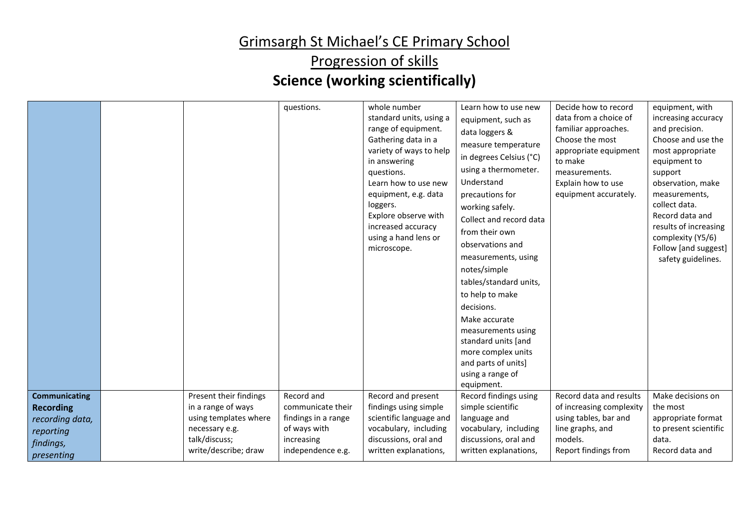# Grimsargh St Michael's CE Primary School

## Progression of skills

## Science (working scientifically)

| | | | | | | | |
|---|---|---|---|---|---|---|---|
| | | | questions. | whole number standard units, using a range of equipment. Gathering data in a variety of ways to help in answering questions. Learn how to use new equipment, e.g. data loggers. Explore observe with increased accuracy using a hand lens or microscope. | Learn how to use new equipment, such as data loggers & measure temperature in degrees Celsius (°C) using a thermometer. Understand precautions for working safely. Collect and record data from their own observations and measurements, using notes/simple tables/standard units, to help to make decisions. Make accurate measurements using standard units [and more complex units and parts of units] using a range of equipment. | Decide how to record data from a choice of familiar approaches. Choose the most appropriate equipment to make measurements. Explain how to use equipment accurately. | equipment, with increasing accuracy and precision. Choose and use the most appropriate equipment to support observation, make measurements, collect data. Record data and results of increasing complexity (Y5/6) Follow [and suggest] safety guidelines. |
| **Communicating Recording** *recording data, reporting findings, presenting* | | Present their findings in a range of ways using templates where necessary e.g. talk/discuss; write/describe; draw | Record and communicate their findings in a range of ways with increasing independence e.g. | Record and present findings using simple scientific language and vocabulary, including discussions, oral and written explanations, | Record findings using simple scientific language and vocabulary, including discussions, oral and written explanations, | Record data and results of increasing complexity using tables, bar and line graphs, and models. Report findings from | Make decisions on the most appropriate format to present scientific data. Record data and |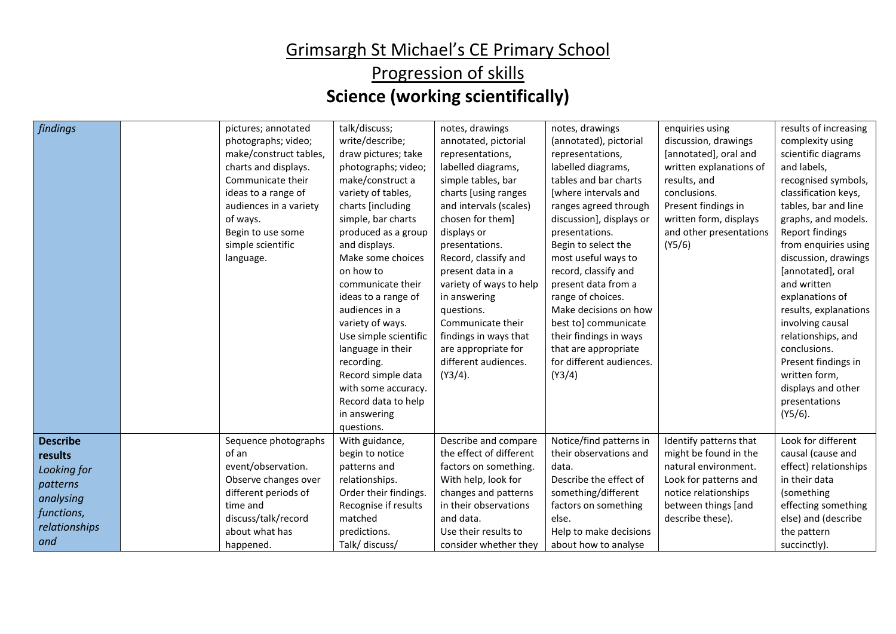# Grimsargh St Michael's CE Primary School

## Progression of skills

## Science (working scientifically)

| | | | | | | | |
|---|---|---|---|---|---|---|---|
| *findings* | | pictures; annotated photographs; video; make/construct tables, charts and displays. Communicate their ideas to a range of audiences in a variety of ways. Begin to use some simple scientific language. | talk/discuss; write/describe; draw pictures; take photographs; video; make/construct a variety of tables, charts [including simple, bar charts produced as a group and displays. Make some choices on how to communicate their ideas to a range of audiences in a variety of ways. Use simple scientific language in their recording. Record simple data with some accuracy. Record data to help in answering questions. | notes, drawings annotated, pictorial representations, labelled diagrams, simple tables, bar charts [using ranges and intervals (scales) chosen for them] displays or presentations. Record, classify and present data in a variety of ways to help in answering questions. Communicate their findings in ways that are appropriate for different audiences. (Y3/4). | notes, drawings (annotated), pictorial representations, labelled diagrams, tables and bar charts [where intervals and ranges agreed through discussion], displays or presentations. Begin to select the most useful ways to record, classify and present data from a range of choices. Make decisions on how best to] communicate their findings in ways that are appropriate for different audiences. (Y3/4) | enquiries using discussion, drawings [annotated], oral and written explanations of results, and conclusions. Present findings in written form, displays and other presentations (Y5/6) | results of increasing complexity using scientific diagrams and labels, recognised symbols, classification keys, tables, bar and line graphs, and models. Report findings from enquiries using discussion, drawings [annotated], oral and written explanations of results, explanations involving causal relationships, and conclusions. Present findings in written form, displays and other presentations (Y5/6). |
| **Describe results** *Looking for patterns analysing functions, relationships and* | | Sequence photographs of an event/observation. Observe changes over different periods of time and discuss/talk/record about what has happened. | With guidance, begin to notice patterns and relationships. Order their findings. Recognise if results matched predictions. Talk/ discuss/ | Describe and compare the effect of different factors on something. With help, look for changes and patterns in their observations and data. Use their results to consider whether they | Notice/find patterns in their observations and data. Describe the effect of something/different factors on something else. Help to make decisions about how to analyse | Identify patterns that might be found in the natural environment. Look for patterns and notice relationships between things [and describe these). | Look for different causal (cause and effect) relationships in their data (something effecting something else) and (describe the pattern succinctly). |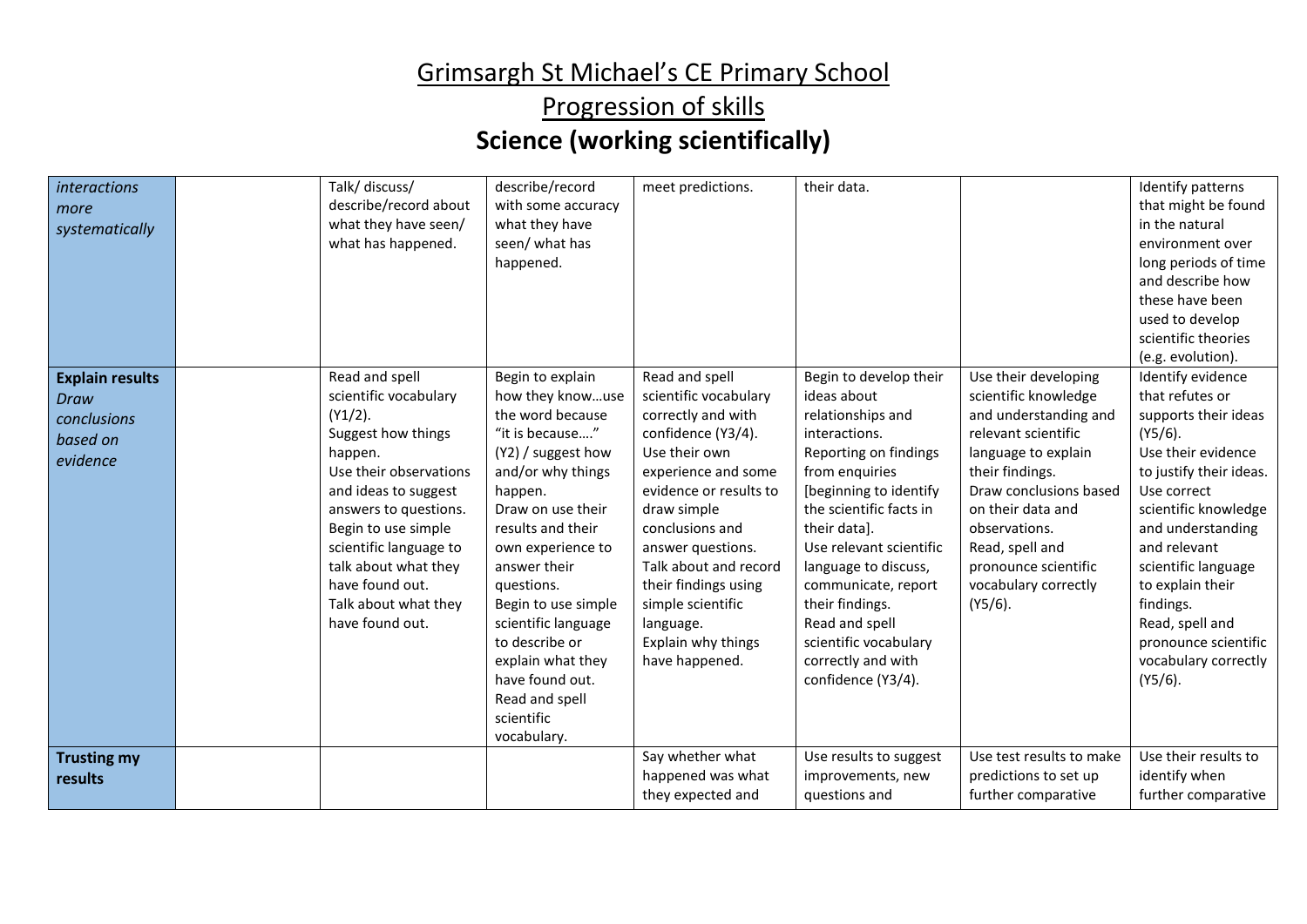# Grimsargh St Michael's CE Primary School

## Progression of skills

## Science (working scientifically)

| | | | | | | | |
|---|---|---|---|---|---|---|---|
| *interactions more systematically* | | Talk/ discuss/ describe/record about what they have seen/ what has happened. | describe/record with some accuracy what they have seen/ what has happened. | meet predictions. | their data. | | Identify patterns that might be found in the natural environment over long periods of time and describe how these have been used to develop scientific theories (e.g. evolution). |
| **Explain results** *Draw conclusions based on evidence* | | Read and spell scientific vocabulary (Y1/2). Suggest how things happen. Use their observations and ideas to suggest answers to questions. Begin to use simple scientific language to talk about what they have found out. Talk about what they have found out. | Begin to explain how they know…use the word because "it is because…." (Y2) / suggest how and/or why things happen. Draw on use their results and their own experience to answer their questions. Begin to use simple scientific language to describe or explain what they have found out. Read and spell scientific vocabulary. | Read and spell scientific vocabulary correctly and with confidence (Y3/4). Use their own experience and some evidence or results to draw simple conclusions and answer questions. Talk about and record their findings using simple scientific language. Explain why things have happened. | Begin to develop their ideas about relationships and interactions. Reporting on findings from enquiries [beginning to identify the scientific facts in their data]. Use relevant scientific language to discuss, communicate, report their findings. Read and spell scientific vocabulary correctly and with confidence (Y3/4). | Use their developing scientific knowledge and understanding and relevant scientific language to explain their findings. Draw conclusions based on their data and observations. Read, spell and pronounce scientific vocabulary correctly (Y5/6). | Identify evidence that refutes or supports their ideas (Y5/6). Use their evidence to justify their ideas. Use correct scientific knowledge and understanding and relevant scientific language to explain their findings. Read, spell and pronounce scientific vocabulary correctly (Y5/6). |
| **Trusting my results** | | | | Say whether what happened was what they expected and | Use results to suggest improvements, new questions and | Use test results to make predictions to set up further comparative | Use their results to identify when further comparative |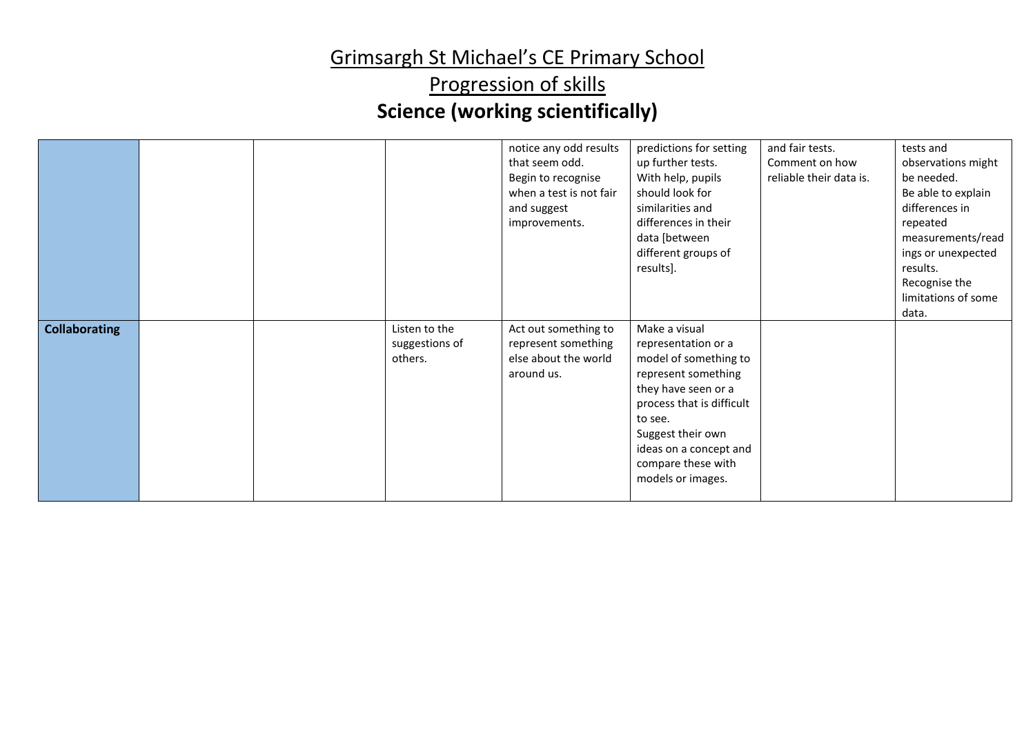# Grimsargh St Michael's CE Primary School

## Progression of skills

## Science (working scientifically)

| | | | | | | | |
|---|---|---|---|---|---|---|---|
| | | | | notice any odd results that seem odd. Begin to recognise when a test is not fair and suggest improvements. | predictions for setting up further tests. With help, pupils should look for similarities and differences in their data [between different groups of results]. | and fair tests. Comment on how reliable their data is. | tests and observations might be needed. Be able to explain differences in repeated measurements/readings or unexpected results. Recognise the limitations of some data. |
| **Collaborating** | | | Listen to the suggestions of others. | Act out something to represent something else about the world around us. | Make a visual representation or a model of something to represent something they have seen or a process that is difficult to see. Suggest their own ideas on a concept and compare these with models or images. | | |